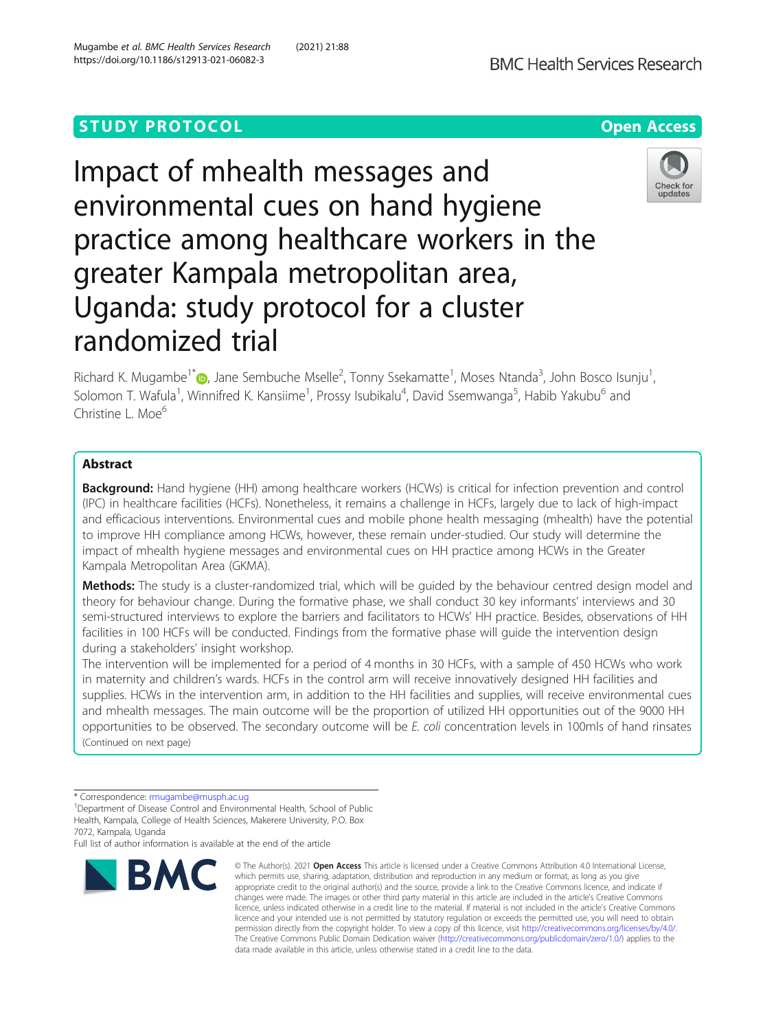STUDY PROTOCOL Open Access

# Impact of mhealth messages and environmental cues on hand hygiene practice among healthcare workers in the greater Kampala metropolitan area, Uganda: study protocol for a cluster randomized trial

Richard K. Mugambe[1*], Jane Sembuche Msselle[2], Tonny Ssekamatte[1], Moses Ntanda[3], John Bosco Isunju[1], Solomon T. Wafula[1], Winnifred K. Kansiime[1], Prossy Isubikalu[4], David Ssemwanga[5], Habib Yakubu[6] and Christine L. Moe[6]

## Abstract

**Background:** Hand hygiene (HH) among healthcare workers (HCWs) is critical for infection prevention and control (IPC) in healthcare facilities (HCFs). Nonetheless, it remains a challenge in HCFs, largely due to lack of high-impact and efficacious interventions. Environmental cues and mobile phone health messaging (mhealth) have the potential to improve HH compliance among HCWs, however, these remain under-studied. Our study will determine the impact of mhealth hygiene messages and environmental cues on HH practice among HCWs in the Greater Kampala Metropolitan Area (GKMA).

**Methods:** The study is a cluster-randomized trial, which will be guided by the behaviour centred design model and theory for behaviour change. During the formative phase, we shall conduct 30 key informants' interviews and 30 semi-structured interviews to explore the barriers and facilitators to HCWs' HH practice. Besides, observations of HH facilities in 100 HCFs will be conducted. Findings from the formative phase will guide the intervention design during a stakeholders' insight workshop.

The intervention will be implemented for a period of 4 months in 30 HCFs, with a sample of 450 HCWs who work in maternity and children's wards. HCFs in the control arm will receive innovatively designed HH facilities and supplies. HCWs in the intervention arm, in addition to the HH facilities and supplies, will receive environmental cues and mhealth messages. The main outcome will be the proportion of utilized HH opportunities out of the 9000 HH opportunities to be observed. The secondary outcome will be *E. coli* concentration levels in 100mls of hand rinses

(Continued on next page)

\* Correspondence: rmugambe@musph.ac.ug

[1]Department of Disease Control and Environmental Health, School of Public Health, Kampala, College of Health Sciences, Makerere University, P.O. Box 7072, Kampala, Uganda

Full list of author information is available at the end of the article

© The Author(s). 2021 **Open Access** This article is licensed under a Creative Commons Attribution 4.0 International License, which permits use, sharing, adaptation, distribution and reproduction in any medium or format, as long as you give appropriate credit to the original author(s) and the source, provide a link to the Creative Commons licence, and indicate if changes were made. The images or other third party material in this article are included in the article's Creative Commons licence, unless indicated otherwise in a credit line to the material. If material is not included in the article's Creative Commons licence and your intended use is not permitted by statutory regulation or exceeds the permitted use, you will need to obtain permission directly from the copyright holder. To view a copy of this licence, visit http://creativecommons.org/licenses/by/4.0/. The Creative Commons Public Domain Dedication waiver (http://creativecommons.org/publicdomain/zero/1.0/) applies to the data made available in this article, unless otherwise stated in a credit line to the data.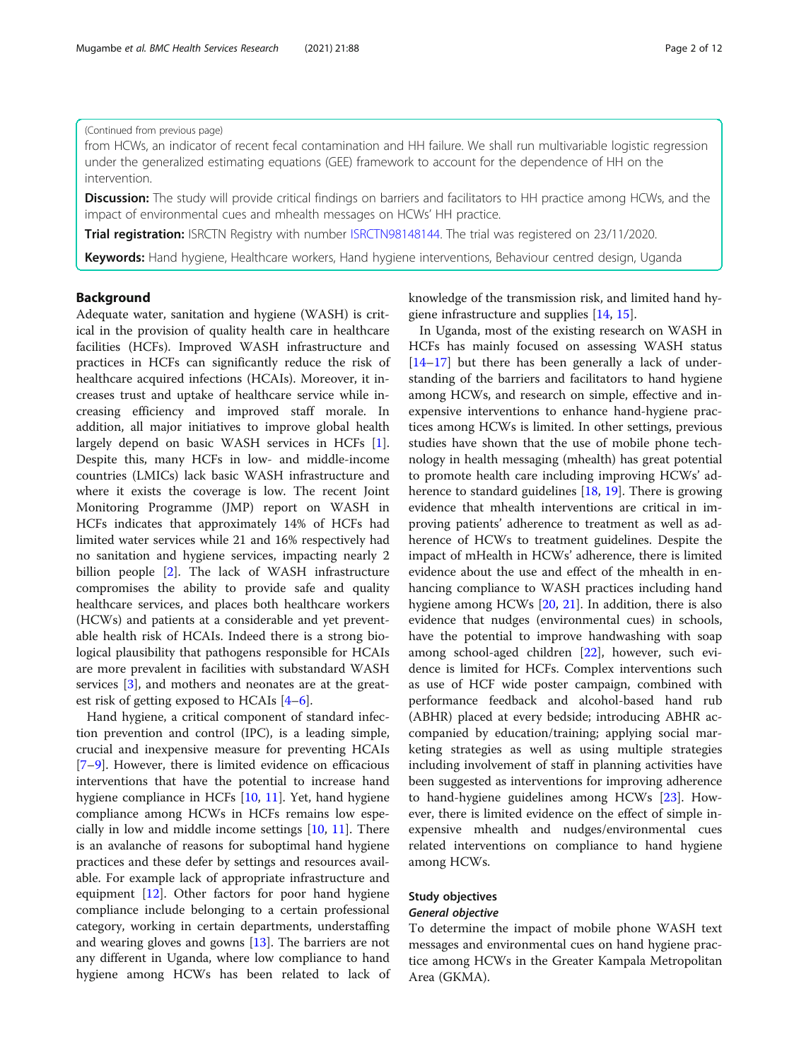(Continued from previous page)

from HCWs, an indicator of recent fecal contamination and HH failure. We shall run multivariable logistic regression under the generalized estimating equations (GEE) framework to account for the dependence of HH on the intervention.

**Discussion:** The study will provide critical findings on barriers and facilitators to HH practice among HCWs, and the impact of environmental cues and mhealth messages on HCWs' HH practice.

**Trial registration:** ISRCTN Registry with number ISRCTN98148144. The trial was registered on 23/11/2020.

**Keywords:** Hand hygiene, Healthcare workers, Hand hygiene interventions, Behaviour centred design, Uganda

## Background

Adequate water, sanitation and hygiene (WASH) is critical in the provision of quality health care in healthcare facilities (HCFs). Improved WASH infrastructure and practices in HCFs can significantly reduce the risk of healthcare acquired infections (HCAIs). Moreover, it increases trust and uptake of healthcare service while increasing efficiency and improved staff morale. In addition, all major initiatives to improve global health largely depend on basic WASH services in HCFs [1]. Despite this, many HCFs in low- and middle-income countries (LMICs) lack basic WASH infrastructure and where it exists the coverage is low. The recent Joint Monitoring Programme (JMP) report on WASH in HCFs indicates that approximately 14% of HCFs had limited water services while 21 and 16% respectively had no sanitation and hygiene services, impacting nearly 2 billion people [2]. The lack of WASH infrastructure compromises the ability to provide safe and quality healthcare services, and places both healthcare workers (HCWs) and patients at a considerable and yet preventable health risk of HCAIs. Indeed there is a strong biological plausibility that pathogens responsible for HCAIs are more prevalent in facilities with substandard WASH services [3], and mothers and neonates are at the greatest risk of getting exposed to HCAIs [4–6].

Hand hygiene, a critical component of standard infection prevention and control (IPC), is a leading simple, crucial and inexpensive measure for preventing HCAIs [7–9]. However, there is limited evidence on efficacious interventions that have the potential to increase hand hygiene compliance in HCFs [10, 11]. Yet, hand hygiene compliance among HCWs in HCFs remains low especially in low and middle income settings [10, 11]. There is an avalanche of reasons for suboptimal hand hygiene practices and these defer by settings and resources available. For example lack of appropriate infrastructure and equipment [12]. Other factors for poor hand hygiene compliance include belonging to a certain professional category, working in certain departments, understaffing and wearing gloves and gowns [13]. The barriers are not any different in Uganda, where low compliance to hand hygiene among HCWs has been related to lack of knowledge of the transmission risk, and limited hand hygiene infrastructure and supplies [14, 15].

In Uganda, most of the existing research on WASH in HCFs has mainly focused on assessing WASH status [14–17] but there has been generally a lack of understanding of the barriers and facilitators to hand hygiene among HCWs, and research on simple, effective and inexpensive interventions to enhance hand-hygiene practices among HCWs is limited. In other settings, previous studies have shown that the use of mobile phone technology in health messaging (mhealth) has great potential to promote health care including improving HCWs' adherence to standard guidelines [18, 19]. There is growing evidence that mhealth interventions are critical in improving patients' adherence to treatment as well as adherence of HCWs to treatment guidelines. Despite the impact of mHealth in HCWs' adherence, there is limited evidence about the use and effect of the mhealth in enhancing compliance to WASH practices including hand hygiene among HCWs [20, 21]. In addition, there is also evidence that nudges (environmental cues) in schools, have the potential to improve handwashing with soap among school-aged children [22], however, such evidence is limited for HCFs. Complex interventions such as use of HCF wide poster campaign, combined with performance feedback and alcohol-based hand rub (ABHR) placed at every bedside; introducing ABHR accompanied by education/training; applying social marketing strategies as well as using multiple strategies including involvement of staff in planning activities have been suggested as interventions for improving adherence to hand-hygiene guidelines among HCWs [23]. However, there is limited evidence on the effect of simple inexpensive mhealth and nudges/environmental cues related interventions on compliance to hand hygiene among HCWs.

## Study objectives

### *General objective*

To determine the impact of mobile phone WASH text messages and environmental cues on hand hygiene practice among HCWs in the Greater Kampala Metropolitan Area (GKMA).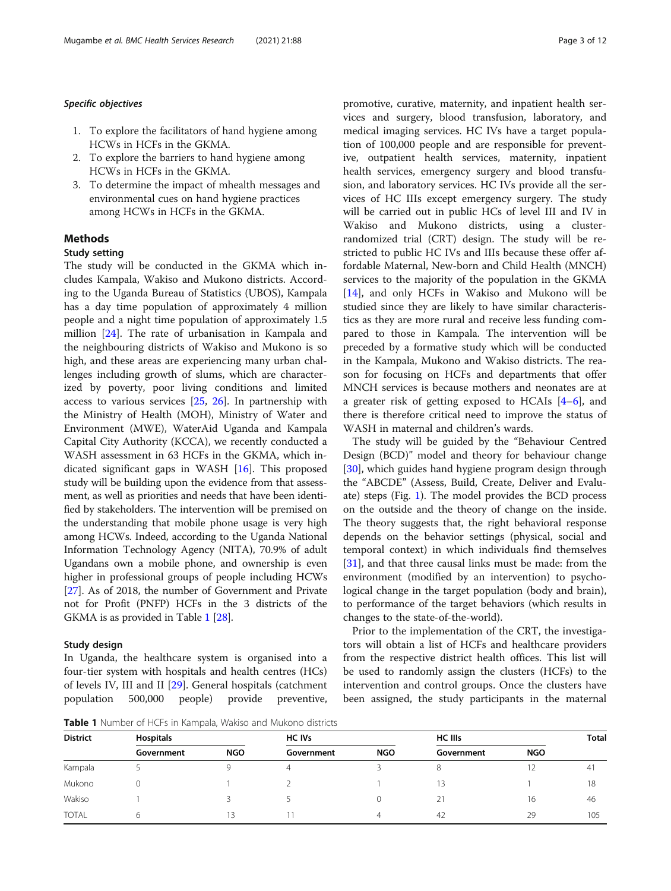### *Specific objectives*

1. To explore the facilitators of hand hygiene among HCWs in HCFs in the GKMA.
2. To explore the barriers to hand hygiene among HCWs in HCFs in the GKMA.
3. To determine the impact of mhealth messages and environmental cues on hand hygiene practices among HCWs in HCFs in the GKMA.

## Methods

### Study setting

The study will be conducted in the GKMA which includes Kampala, Wakiso and Mukono districts. According to the Uganda Bureau of Statistics (UBOS), Kampala has a day time population of approximately 4 million people and a night time population of approximately 1.5 million [24]. The rate of urbanisation in Kampala and the neighbouring districts of Wakiso and Mukono is so high, and these areas are experiencing many urban challenges including growth of slums, which are characterized by poverty, poor living conditions and limited access to various services [25, 26]. In partnership with the Ministry of Health (MOH), Ministry of Water and Environment (MWE), WaterAid Uganda and Kampala Capital City Authority (KCCA), we recently conducted a WASH assessment in 63 HCFs in the GKMA, which indicated significant gaps in WASH [16]. This proposed study will be building upon the evidence from that assessment, as well as priorities and needs that have been identified by stakeholders. The intervention will be premised on the understanding that mobile phone usage is very high among HCWs. Indeed, according to the Uganda National Information Technology Agency (NITA), 70.9% of adult Ugandans own a mobile phone, and ownership is even higher in professional groups of people including HCWs [27]. As of 2018, the number of Government and Private not for Profit (PNFP) HCFs in the 3 districts of the GKMA is as provided in Table 1 [28].

### Study design

In Uganda, the healthcare system is organised into a four-tier system with hospitals and health centres (HCs) of levels IV, III and II [29]. General hospitals (catchment population 500,000 people) provide preventive, promotive, curative, maternity, and inpatient health services and surgery, blood transfusion, laboratory, and medical imaging services. HC IVs have a target population of 100,000 people and are responsible for preventive, outpatient health services, maternity, inpatient health services, emergency surgery and blood transfusion, and laboratory services. HC IVs provide all the services of HC IIIs except emergency surgery. The study will be carried out in public HCs of level III and IV in Wakiso and Mukono districts, using a cluster-randomized trial (CRT) design. The study will be restricted to public HC IVs and IIIs because these offer affordable Maternal, New-born and Child Health (MNCH) services to the majority of the population in the GKMA [14], and only HCFs in Wakiso and Mukono will be studied since they are likely to have similar characteristics as they are more rural and receive less funding compared to those in Kampala. The intervention will be preceded by a formative study which will be conducted in the Kampala, Mukono and Wakiso districts. The reason for focusing on HCFs and departments that offer MNCH services is because mothers and neonates are at a greater risk of getting exposed to HCAIs [4–6], and there is therefore critical need to improve the status of WASH in maternal and children's wards.

The study will be guided by the "Behaviour Centred Design (BCD)" model and theory for behaviour change [30], which guides hand hygiene program design through the "ABCDE" (Assess, Build, Create, Deliver and Evaluate) steps (Fig. 1). The model provides the BCD process on the outside and the theory of change on the inside. The theory suggests that, the right behavioral response depends on the behavior settings (physical, social and temporal context) in which individuals find themselves [31], and that three causal links must be made: from the environment (modified by an intervention) to psychological change in the target population (body and brain), to performance of the target behaviors (which results in changes to the state-of-the-world).

Prior to the implementation of the CRT, the investigators will obtain a list of HCFs and healthcare providers from the respective district health offices. This list will be used to randomly assign the clusters (HCFs) to the intervention and control groups. Once the clusters have been assigned, the study participants in the maternal

**Table 1** Number of HCFs in Kampala, Wakiso and Mukono districts

| District | Hospitals | | HC IVs | | HC IIIs | | Total |
|---|---|---|---|---|---|---|---|
| | Government | NGO | Government | NGO | Government | NGO | |
| Kampala | 5 | 9 | 4 | 3 | 8 | 12 | 41 |
| Mukono | 0 | 1 | 2 | 1 | 13 | 1 | 18 |
| Wakiso | 1 | 3 | 5 | 0 | 21 | 16 | 46 |
| TOTAL | 6 | 13 | 11 | 4 | 42 | 29 | 105 |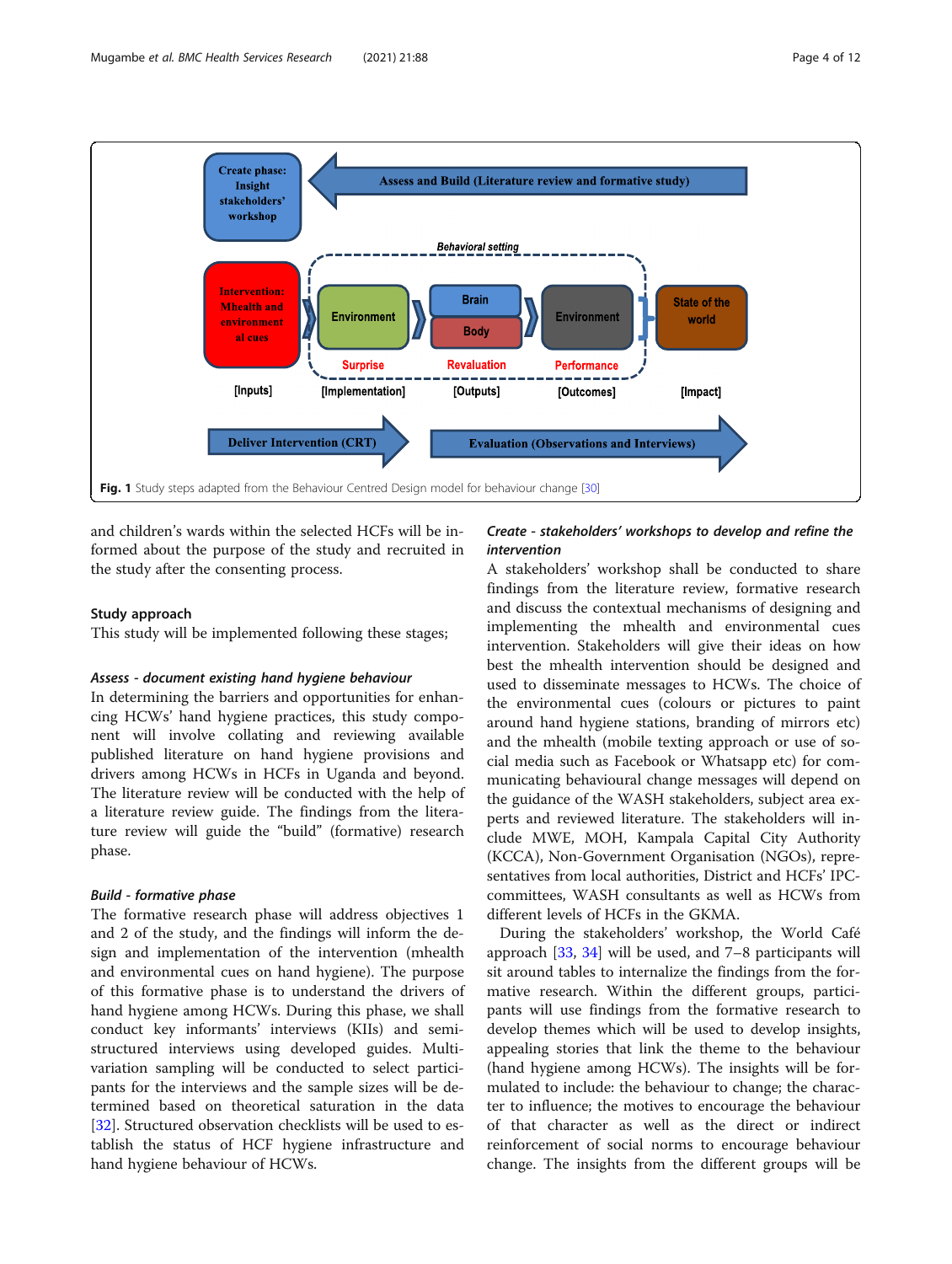Fig. 1 Study steps adapted from the Behaviour Centred Design model for behaviour change [30]

and children's wards within the selected HCFs will be informed about the purpose of the study and recruited in the study after the consenting process.

### Study approach

This study will be implemented following these stages;

#### *Assess - document existing hand hygiene behaviour*

In determining the barriers and opportunities for enhancing HCWs' hand hygiene practices, this study component will involve collating and reviewing available published literature on hand hygiene provisions and drivers among HCWs in HCFs in Uganda and beyond. The literature review will be conducted with the help of a literature review guide. The findings from the literature review will guide the "build" (formative) research phase.

#### *Build - formative phase*

The formative research phase will address objectives 1 and 2 of the study, and the findings will inform the design and implementation of the intervention (mhealth and environmental cues on hand hygiene). The purpose of this formative phase is to understand the drivers of hand hygiene among HCWs. During this phase, we shall conduct key informants' interviews (KIIs) and semi-structured interviews using developed guides. Multi-variation sampling will be conducted to select participants for the interviews and the sample sizes will be determined based on theoretical saturation in the data [32]. Structured observation checklists will be used to establish the status of HCF hygiene infrastructure and hand hygiene behaviour of HCWs.

#### *Create - stakeholders' workshops to develop and refine the intervention*

A stakeholders' workshop shall be conducted to share findings from the literature review, formative research and discuss the contextual mechanisms of designing and implementing the mhealth and environmental cues intervention. Stakeholders will give their ideas on how best the mhealth intervention should be designed and used to disseminate messages to HCWs. The choice of the environmental cues (colours or pictures to paint around hand hygiene stations, branding of mirrors etc) and the mhealth (mobile texting approach or use of social media such as Facebook or Whatsapp etc) for communicating behavioural change messages will depend on the guidance of the WASH stakeholders, subject area experts and reviewed literature. The stakeholders will include MWE, MOH, Kampala Capital City Authority (KCCA), Non-Government Organisation (NGOs), representatives from local authorities, District and HCFs' IPC-committees, WASH consultants as well as HCWs from different levels of HCFs in the GKMA.

During the stakeholders' workshop, the World Café approach [33, 34] will be used, and 7–8 participants will sit around tables to internalize the findings from the formative research. Within the different groups, participants will use findings from the formative research to develop themes which will be used to develop insights, appealing stories that link the theme to the behaviour (hand hygiene among HCWs). The insights will be formulated to include: the behaviour to change; the character to influence; the motives to encourage the behaviour of that character as well as the direct or indirect reinforcement of social norms to encourage behaviour change. The insights from the different groups will be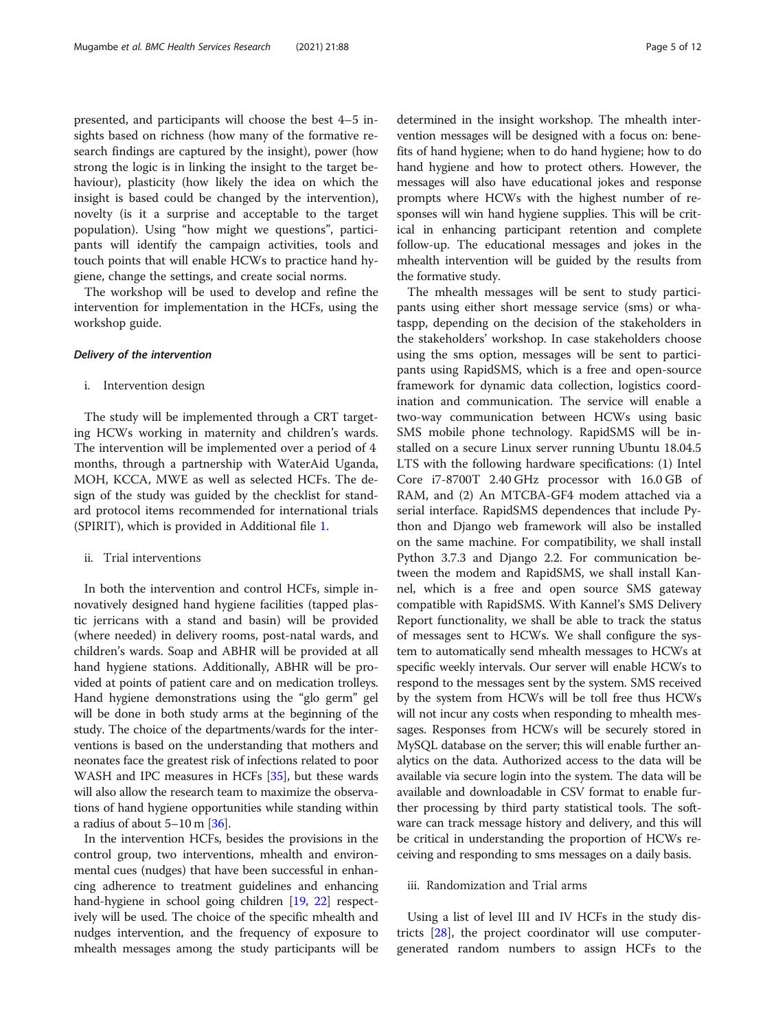presented, and participants will choose the best 4–5 insights based on richness (how many of the formative research findings are captured by the insight), power (how strong the logic is in linking the insight to the target behaviour), plasticity (how likely the idea on which the insight is based could be changed by the intervention), novelty (is it a surprise and acceptable to the target population). Using "how might we questions", participants will identify the campaign activities, tools and touch points that will enable HCWs to practice hand hygiene, change the settings, and create social norms.

The workshop will be used to develop and refine the intervention for implementation in the HCFs, using the workshop guide.

#### *Delivery of the intervention*

i. Intervention design

The study will be implemented through a CRT targeting HCWs working in maternity and children's wards. The intervention will be implemented over a period of 4 months, through a partnership with WaterAid Uganda, MOH, KCCA, MWE as well as selected HCFs. The design of the study was guided by the checklist for standard protocol items recommended for international trials (SPIRIT), which is provided in Additional file 1.

ii. Trial interventions

In both the intervention and control HCFs, simple innovatively designed hand hygiene facilities (tapped plastic jerricans with a stand and basin) will be provided (where needed) in delivery rooms, post-natal wards, and children's wards. Soap and ABHR will be provided at all hand hygiene stations. Additionally, ABHR will be provided at points of patient care and on medication trolleys. Hand hygiene demonstrations using the "glo germ" gel will be done in both study arms at the beginning of the study. The choice of the departments/wards for the interventions is based on the understanding that mothers and neonates face the greatest risk of infections related to poor WASH and IPC measures in HCFs [35], but these wards will also allow the research team to maximize the observations of hand hygiene opportunities while standing within a radius of about 5–10 m [36].

In the intervention HCFs, besides the provisions in the control group, two interventions, mhealth and environmental cues (nudges) that have been successful in enhancing adherence to treatment guidelines and enhancing hand-hygiene in school going children [19, 22] respectively will be used. The choice of the specific mhealth and nudges intervention, and the frequency of exposure to mhealth messages among the study participants will be determined in the insight workshop. The mhealth intervention messages will be designed with a focus on: benefits of hand hygiene; when to do hand hygiene; how to do hand hygiene and how to protect others. However, the messages will also have educational jokes and response prompts where HCWs with the highest number of responses will win hand hygiene supplies. This will be critical in enhancing participant retention and complete follow-up. The educational messages and jokes in the mhealth intervention will be guided by the results from the formative study.

The mhealth messages will be sent to study participants using either short message service (sms) or whataspp, depending on the decision of the stakeholders in the stakeholders' workshop. In case stakeholders choose using the sms option, messages will be sent to participants using RapidSMS, which is a free and open-source framework for dynamic data collection, logistics coordination and communication. The service will enable a two-way communication between HCWs using basic SMS mobile phone technology. RapidSMS will be installed on a secure Linux server running Ubuntu 18.04.5 LTS with the following hardware specifications: (1) Intel Core i7-8700T 2.40 GHz processor with 16.0 GB of RAM, and (2) An MTCBA-GF4 modem attached via a serial interface. RapidSMS dependences that include Python and Django web framework will also be installed on the same machine. For compatibility, we shall install Python 3.7.3 and Django 2.2. For communication between the modem and RapidSMS, we shall install Kannel, which is a free and open source SMS gateway compatible with RapidSMS. With Kannel's SMS Delivery Report functionality, we shall be able to track the status of messages sent to HCWs. We shall configure the system to automatically send mhealth messages to HCWs at specific weekly intervals. Our server will enable HCWs to respond to the messages sent by the system. SMS received by the system from HCWs will be toll free thus HCWs will not incur any costs when responding to mhealth messages. Responses from HCWs will be securely stored in MySQL database on the server; this will enable further analytics on the data. Authorized access to the data will be available via secure login into the system. The data will be available and downloadable in CSV format to enable further processing by third party statistical tools. The software can track message history and delivery, and this will be critical in understanding the proportion of HCWs receiving and responding to sms messages on a daily basis.

iii. Randomization and Trial arms

Using a list of level III and IV HCFs in the study districts [28], the project coordinator will use computer-generated random numbers to assign HCFs to the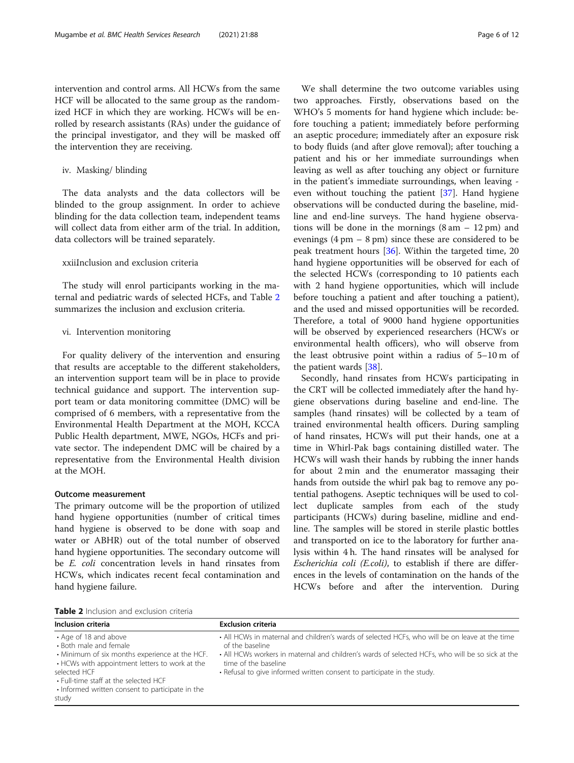intervention and control arms. All HCWs from the same HCF will be allocated to the same group as the randomized HCF in which they are working. HCWs will be enrolled by research assistants (RAs) under the guidance of the principal investigator, and they will be masked off the intervention they are receiving.

iv. Masking/ blinding

The data analysts and the data collectors will be blinded to the group assignment. In order to achieve blinding for the data collection team, independent teams will collect data from either arm of the trial. In addition, data collectors will be trained separately.

xxiiInclusion and exclusion criteria

The study will enrol participants working in the maternal and pediatric wards of selected HCFs, and Table 2 summarizes the inclusion and exclusion criteria.

vi. Intervention monitoring

For quality delivery of the intervention and ensuring that results are acceptable to the different stakeholders, an intervention support team will be in place to provide technical guidance and support. The intervention support team or data monitoring committee (DMC) will be comprised of 6 members, with a representative from the Environmental Health Department at the MOH, KCCA Public Health department, MWE, NGOs, HCFs and private sector. The independent DMC will be chaired by a representative from the Environmental Health division at the MOH.

#### Outcome measurement

The primary outcome will be the proportion of utilized hand hygiene opportunities (number of critical times hand hygiene is observed to be done with soap and water or ABHR) out of the total number of observed hand hygiene opportunities. The secondary outcome will be *E. coli* concentration levels in hand rinsates from HCWs, which indicates recent fecal contamination and hand hygiene failure.

We shall determine the two outcome variables using two approaches. Firstly, observations based on the WHO's 5 moments for hand hygiene which include: before touching a patient; immediately before performing an aseptic procedure; immediately after an exposure risk to body fluids (and after glove removal); after touching a patient and his or her immediate surroundings when leaving as well as after touching any object or furniture in the patient's immediate surroundings, when leaving - even without touching the patient [37]. Hand hygiene observations will be conducted during the baseline, midline and end-line surveys. The hand hygiene observations will be done in the mornings (8 am – 12 pm) and evenings (4 pm – 8 pm) since these are considered to be peak treatment hours [36]. Within the targeted time, 20 hand hygiene opportunities will be observed for each of the selected HCWs (corresponding to 10 patients each with 2 hand hygiene opportunities, which will include before touching a patient and after touching a patient), and the used and missed opportunities will be recorded. Therefore, a total of 9000 hand hygiene opportunities will be observed by experienced researchers (HCWs or environmental health officers), who will observe from the least obtrusive point within a radius of 5–10 m of the patient wards [38].

Secondly, hand rinsates from HCWs participating in the CRT will be collected immediately after the hand hygiene observations during baseline and end-line. The samples (hand rinsates) will be collected by a team of trained environmental health officers. During sampling of hand rinsates, HCWs will put their hands, one at a time in Whirl-Pak bags containing distilled water. The HCWs will wash their hands by rubbing the inner hands for about 2 min and the enumerator massaging their hands from outside the whirl pak bag to remove any potential pathogens. Aseptic techniques will be used to collect duplicate samples from each of the study participants (HCWs) during baseline, midline and endline. The samples will be stored in sterile plastic bottles and transported on ice to the laboratory for further analysis within 4 h. The hand rinsates will be analysed for *Escherichia coli (E.coli)*, to establish if there are differences in the levels of contamination on the hands of the HCWs before and after the intervention. During

**Table 2** Inclusion and exclusion criteria

| Inclusion criteria | Exclusion criteria |
| --- | --- |
| • Age of 18 and above<br>• Both male and female<br>• Minimum of six months experience at the HCF.<br>• HCWs with appointment letters to work at the selected HCF<br>• Full-time staff at the selected HCF<br>• Informed written consent to participate in the study | • All HCWs in maternal and children's wards of selected HCFs, who will be on leave at the time of the baseline<br>• All HCWs workers in maternal and children's wards of selected HCFs, who will be so sick at the time of the baseline<br>• Refusal to give informed written consent to participate in the study. |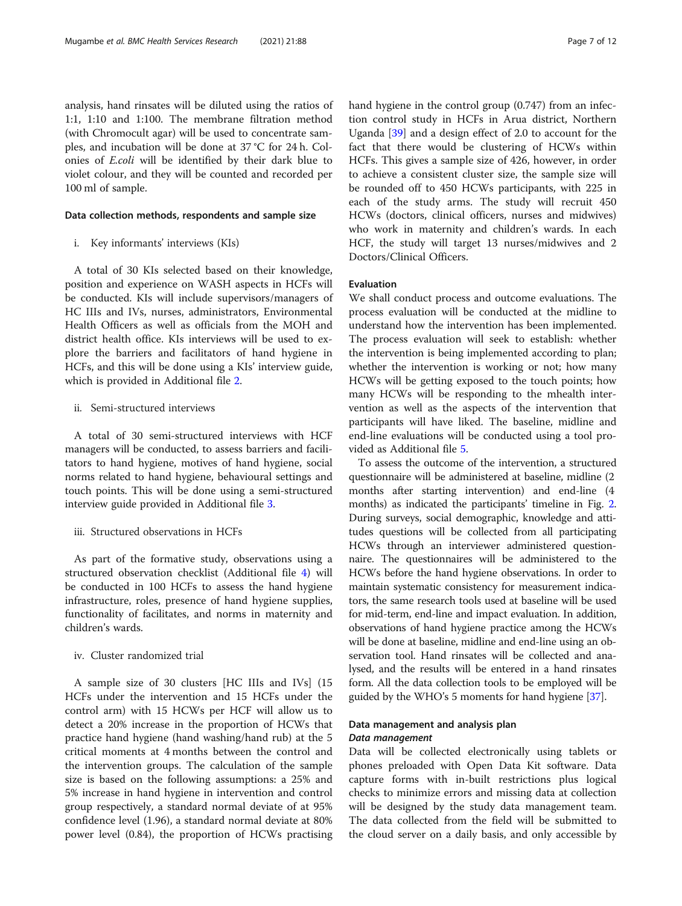analysis, hand rinsates will be diluted using the ratios of 1:1, 1:10 and 1:100. The membrane filtration method (with Chromocult agar) will be used to concentrate samples, and incubation will be done at 37 °C for 24 h. Colonies of *E.coli* will be identified by their dark blue to violet colour, and they will be counted and recorded per 100 ml of sample.

#### Data collection methods, respondents and sample size

i. Key informants' interviews (KIs)

A total of 30 KIs selected based on their knowledge, position and experience on WASH aspects in HCFs will be conducted. KIs will include supervisors/managers of HC IIIs and IVs, nurses, administrators, Environmental Health Officers as well as officials from the MOH and district health office. KIs interviews will be used to explore the barriers and facilitators of hand hygiene in HCFs, and this will be done using a KIs' interview guide, which is provided in Additional file 2.

ii. Semi-structured interviews

A total of 30 semi-structured interviews with HCF managers will be conducted, to assess barriers and facilitators to hand hygiene, motives of hand hygiene, social norms related to hand hygiene, behavioural settings and touch points. This will be done using a semi-structured interview guide provided in Additional file 3.

iii. Structured observations in HCFs

As part of the formative study, observations using a structured observation checklist (Additional file 4) will be conducted in 100 HCFs to assess the hand hygiene infrastructure, roles, presence of hand hygiene supplies, functionality of facilitates, and norms in maternity and children's wards.

iv. Cluster randomized trial

A sample size of 30 clusters [HC IIIs and IVs] (15 HCFs under the intervention and 15 HCFs under the control arm) with 15 HCWs per HCF will allow us to detect a 20% increase in the proportion of HCWs that practice hand hygiene (hand washing/hand rub) at the 5 critical moments at 4 months between the control and the intervention groups. The calculation of the sample size is based on the following assumptions: a 25% and 5% increase in hand hygiene in intervention and control group respectively, a standard normal deviate of at 95% confidence level (1.96), a standard normal deviate at 80% power level (0.84), the proportion of HCWs practising hand hygiene in the control group (0.747) from an infection control study in HCFs in Arua district, Northern Uganda [39] and a design effect of 2.0 to account for the fact that there would be clustering of HCWs within HCFs. This gives a sample size of 426, however, in order to achieve a consistent cluster size, the sample size will be rounded off to 450 HCWs participants, with 225 in each of the study arms. The study will recruit 450 HCWs (doctors, clinical officers, nurses and midwives) who work in maternity and children's wards. In each HCF, the study will target 13 nurses/midwives and 2 Doctors/Clinical Officers.

#### Evaluation

We shall conduct process and outcome evaluations. The process evaluation will be conducted at the midline to understand how the intervention has been implemented. The process evaluation will seek to establish: whether the intervention is being implemented according to plan; whether the intervention is working or not; how many HCWs will be getting exposed to the touch points; how many HCWs will be responding to the mhealth intervention as well as the aspects of the intervention that participants will have liked. The baseline, midline and end-line evaluations will be conducted using a tool provided as Additional file 5.

To assess the outcome of the intervention, a structured questionnaire will be administered at baseline, midline (2 months after starting intervention) and end-line (4 months) as indicated the participants' timeline in Fig. 2. During surveys, social demographic, knowledge and attitudes questions will be collected from all participating HCWs through an interviewer administered questionnaire. The questionnaires will be administered to the HCWs before the hand hygiene observations. In order to maintain systematic consistency for measurement indicators, the same research tools used at baseline will be used for mid-term, end-line and impact evaluation. In addition, observations of hand hygiene practice among the HCWs will be done at baseline, midline and end-line using an observation tool. Hand rinsates will be collected and analysed, and the results will be entered in a hand rinsates form. All the data collection tools to be employed will be guided by the WHO's 5 moments for hand hygiene [37].

### Data management and analysis plan

#### *Data management*

Data will be collected electronically using tablets or phones preloaded with Open Data Kit software. Data capture forms with in-built restrictions plus logical checks to minimize errors and missing data at collection will be designed by the study data management team. The data collected from the field will be submitted to the cloud server on a daily basis, and only accessible by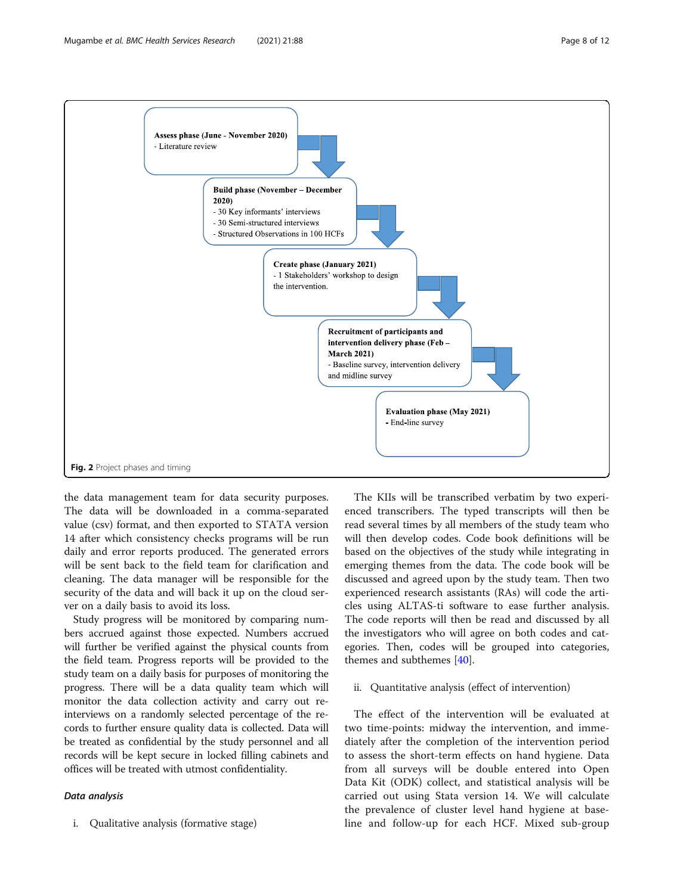Assess phase (June - November 2020)
- Literature review

Build phase (November – December 2020)
- 30 Key informants' interviews
- 30 Semi-structured interviews
- Structured Observations in 100 HCFs

Create phase (January 2021)
- 1 Stakeholders' workshop to design the intervention.

Recruitment of participants and intervention delivery phase (Feb – March 2021)
- Baseline survey, intervention delivery and midline survey

Evaluation phase (May 2021)
- End-line survey

**Fig. 2** Project phases and timing

the data management team for data security purposes. The data will be downloaded in a comma-separated value (csv) format, and then exported to STATA version 14 after which consistency checks programs will be run daily and error reports produced. The generated errors will be sent back to the field team for clarification and cleaning. The data manager will be responsible for the security of the data and will back it up on the cloud server on a daily basis to avoid its loss.

Study progress will be monitored by comparing numbers accrued against those expected. Numbers accrued will further be verified against the physical counts from the field team. Progress reports will be provided to the study team on a daily basis for purposes of monitoring the progress. There will be a data quality team which will monitor the data collection activity and carry out re-interviews on a randomly selected percentage of the records to further ensure quality data is collected. Data will be treated as confidential by the study personnel and all records will be kept secure in locked filling cabinets and offices will be treated with utmost confidentiality.

### *Data analysis*

i. Qualitative analysis (formative stage)

The KIIs will be transcribed verbatim by two experienced transcribers. The typed transcripts will then be read several times by all members of the study team who will then develop codes. Code book definitions will be based on the objectives of the study while integrating in emerging themes from the data. The code book will be discussed and agreed upon by the study team. Then two experienced research assistants (RAs) will code the articles using ALTAS-ti software to ease further analysis. The code reports will then be read and discussed by all the investigators who will agree on both codes and categories. Then, codes will be grouped into categories, themes and subthemes [40].

ii. Quantitative analysis (effect of intervention)

The effect of the intervention will be evaluated at two time-points: midway the intervention, and immediately after the completion of the intervention period to assess the short-term effects on hand hygiene. Data from all surveys will be double entered into Open Data Kit (ODK) collect, and statistical analysis will be carried out using Stata version 14. We will calculate the prevalence of cluster level hand hygiene at baseline and follow-up for each HCF. Mixed sub-group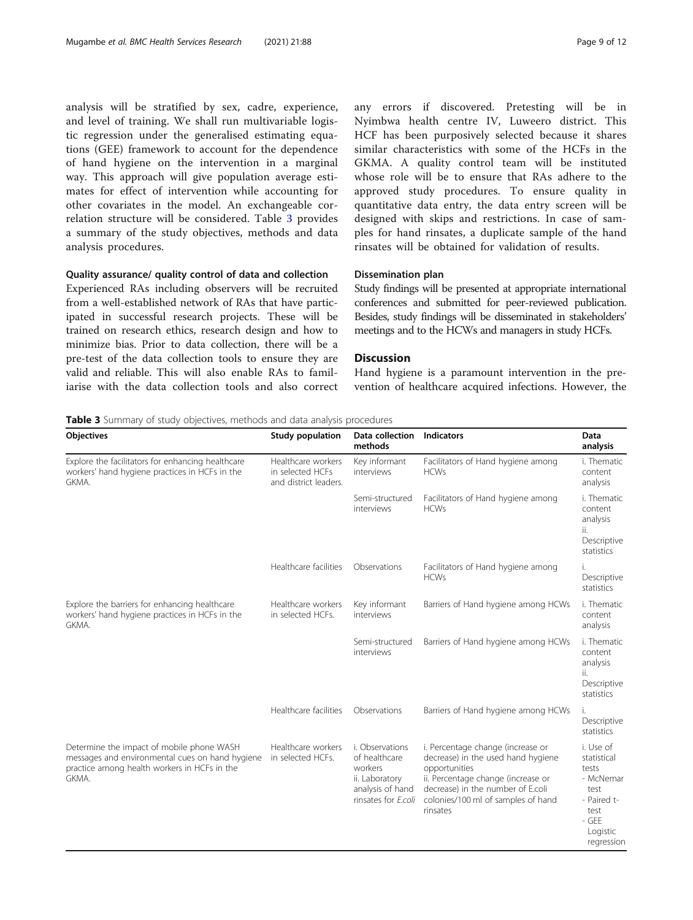analysis will be stratified by sex, cadre, experience, and level of training. We shall run multivariable logistic regression under the generalised estimating equations (GEE) framework to account for the dependence of hand hygiene on the intervention in a marginal way. This approach will give population average estimates for effect of intervention while accounting for other covariates in the model. An exchangeable correlation structure will be considered. Table 3 provides a summary of the study objectives, methods and data analysis procedures.

#### Quality assurance/ quality control of data and collection

Experienced RAs including observers will be recruited from a well-established network of RAs that have participated in successful research projects. These will be trained on research ethics, research design and how to minimize bias. Prior to data collection, there will be a pre-test of the data collection tools to ensure they are valid and reliable. This will also enable RAs to familiarise with the data collection tools and also correct any errors if discovered. Pretesting will be in Nyimbwa health centre IV, Luweero district. This HCF has been purposively selected because it shares similar characteristics with some of the HCFs in the GKMA. A quality control team will be instituted whose role will be to ensure that RAs adhere to the approved study procedures. To ensure quality in quantitative data entry, the data entry screen will be designed with skips and restrictions. In case of samples for hand rinsates, a duplicate sample of the hand rinsates will be obtained for validation of results.

#### Dissemination plan

Study findings will be presented at appropriate international conferences and submitted for peer-reviewed publication. Besides, study findings will be disseminated in stakeholders' meetings and to the HCWs and managers in study HCFs.

## Discussion

Hand hygiene is a paramount intervention in the prevention of healthcare acquired infections. However, the

**Table 3** Summary of study objectives, methods and data analysis procedures

| Objectives | Study population | Data collection methods | Indicators | Data analysis |
|---|---|---|---|---|
| Explore the facilitators for enhancing healthcare workers' hand hygiene practices in HCFs in the GKMA. | Healthcare workers in selected HCFs and district leaders. | Key informant interviews | Facilitators of Hand hygiene among HCWs | i. Thematic content analysis |
| | | Semi-structured interviews | Facilitators of Hand hygiene among HCWs | i. Thematic content analysis<br>ii. Descriptive statistics |
| | Healthcare facilities | Observations | Facilitators of Hand hygiene among HCWs | i. Descriptive statistics |
| Explore the barriers for enhancing healthcare workers' hand hygiene practices in HCFs in the GKMA. | Healthcare workers in selected HCFs. | Key informant interviews | Barriers of Hand hygiene among HCWs | i. Thematic content analysis |
| | | Semi-structured interviews | Barriers of Hand hygiene among HCWs | i. Thematic content analysis<br>ii. Descriptive statistics |
| | Healthcare facilities | Observations | Barriers of Hand hygiene among HCWs | i. Descriptive statistics |
| Determine the impact of mobile phone WASH messages and environmental cues on hand hygiene practice among health workers in HCFs in the GKMA. | Healthcare workers in selected HCFs. | i. Observations of healthcare workers<br>ii. Laboratory analysis of hand rinsates for *E.coli* | i. Percentage change (increase or decrease) in the used hand hygiene opportunities<br>ii. Percentage change (increase or decrease) in the number of E.coli colonies/100 ml of samples of hand rinsates | i. Use of statistical tests<br>- McNemar test<br>- Paired t-test<br>- GEE Logistic regression |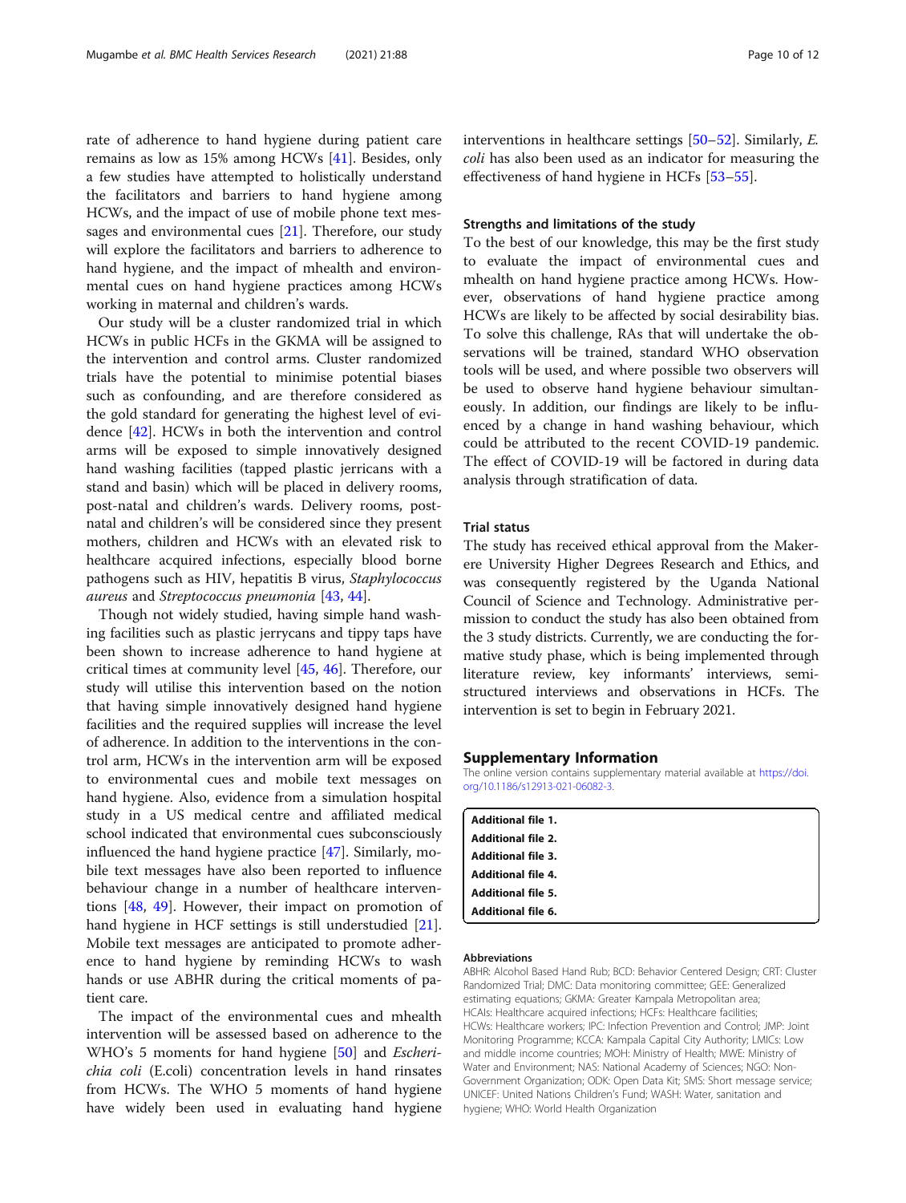rate of adherence to hand hygiene during patient care remains as low as 15% among HCWs [41]. Besides, only a few studies have attempted to holistically understand the facilitators and barriers to hand hygiene among HCWs, and the impact of use of mobile phone text messages and environmental cues [21]. Therefore, our study will explore the facilitators and barriers to adherence to hand hygiene, and the impact of mhealth and environmental cues on hand hygiene practices among HCWs working in maternal and children's wards.

Our study will be a cluster randomized trial in which HCWs in public HCFs in the GKMA will be assigned to the intervention and control arms. Cluster randomized trials have the potential to minimise potential biases such as confounding, and are therefore considered as the gold standard for generating the highest level of evidence [42]. HCWs in both the intervention and control arms will be exposed to simple innovatively designed hand washing facilities (tapped plastic jerricans with a stand and basin) which will be placed in delivery rooms, post-natal and children's wards. Delivery rooms, post-natal and children's will be considered since they present mothers, children and HCWs with an elevated risk to healthcare acquired infections, especially blood borne pathogens such as HIV, hepatitis B virus, *Staphylococcus aureus* and *Streptococcus pneumonia* [43, 44].

Though not widely studied, having simple hand washing facilities such as plastic jerrycans and tippy taps have been shown to increase adherence to hand hygiene at critical times at community level [45, 46]. Therefore, our study will utilise this intervention based on the notion that having simple innovatively designed hand hygiene facilities and the required supplies will increase the level of adherence. In addition to the interventions in the control arm, HCWs in the intervention arm will be exposed to environmental cues and mobile text messages on hand hygiene. Also, evidence from a simulation hospital study in a US medical centre and affiliated medical school indicated that environmental cues subconsciously influenced the hand hygiene practice [47]. Similarly, mobile text messages have also been reported to influence behaviour change in a number of healthcare interventions [48, 49]. However, their impact on promotion of hand hygiene in HCF settings is still understudied [21]. Mobile text messages are anticipated to promote adherence to hand hygiene by reminding HCWs to wash hands or use ABHR during the critical moments of patient care.

The impact of the environmental cues and mhealth intervention will be assessed based on adherence to the WHO's 5 moments for hand hygiene [50] and *Escherichia coli* (E.coli) concentration levels in hand rinsates from HCWs. The WHO 5 moments of hand hygiene have widely been used in evaluating hand hygiene interventions in healthcare settings [50–52]. Similarly, *E. coli* has also been used as an indicator for measuring the effectiveness of hand hygiene in HCFs [53–55].

## Strengths and limitations of the study

To the best of our knowledge, this may be the first study to evaluate the impact of environmental cues and mhealth on hand hygiene practice among HCWs. However, observations of hand hygiene practice among HCWs are likely to be affected by social desirability bias. To solve this challenge, RAs that will undertake the observations will be trained, standard WHO observation tools will be used, and where possible two observers will be used to observe hand hygiene behaviour simultaneously. In addition, our findings are likely to be influenced by a change in hand washing behaviour, which could be attributed to the recent COVID-19 pandemic. The effect of COVID-19 will be factored in during data analysis through stratification of data.

## Trial status

The study has received ethical approval from the Makerere University Higher Degrees Research and Ethics, and was consequently registered by the Uganda National Council of Science and Technology. Administrative permission to conduct the study has also been obtained from the 3 study districts. Currently, we are conducting the formative study phase, which is being implemented through literature review, key informants' interviews, semi-structured interviews and observations in HCFs. The intervention is set to begin in February 2021.

## Supplementary Information

The online version contains supplementary material available at https://doi.org/10.1186/s12913-021-06082-3.

**Additional file 1.**
**Additional file 2.**
**Additional file 3.**
**Additional file 4.**
**Additional file 5.**
**Additional file 6.**

#### Abbreviations

ABHR: Alcohol Based Hand Rub; BCD: Behavior Centered Design; CRT: Cluster Randomized Trial; DMC: Data monitoring committee; GEE: Generalized estimating equations; GKMA: Greater Kampala Metropolitan area; HCAIs: Healthcare acquired infections; HCFs: Healthcare facilities; HCWs: Healthcare workers; IPC: Infection Prevention and Control; JMP: Joint Monitoring Programme; KCCA: Kampala Capital City Authority; LMICs: Low and middle income countries; MOH: Ministry of Health; MWE: Ministry of Water and Environment; NAS: National Academy of Sciences; NGO: Non-Government Organization; ODK: Open Data Kit; SMS: Short message service; UNICEF: United Nations Children's Fund; WASH: Water, sanitation and hygiene; WHO: World Health Organization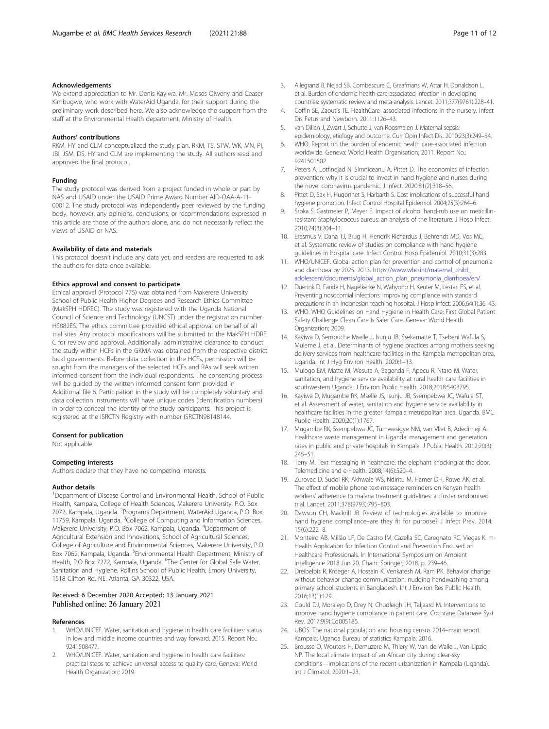### Acknowledgements

We extend appreciation to Mr. Denis Kayiwa, Mr. Moses Olweny and Ceaser Kimbugwe, who work with WaterAid Uganda, for their support during the preliminary work described here. We also acknowledge the support from the staff at the Environmental Health department, Ministry of Health.

### Authors' contributions

RKM, HY and CLM conceptualized the study plan. RKM, TS, STW, WK, MN, PI, JBI, JSM, DS, HY and CLM are implementing the study. All authors read and approved the final protocol.

### Funding

The study protocol was derived from a project funded in whole or part by NAS and USAID under the USAID Prime Award Number AID-OAA-A-11-00012. The study protocol was independently peer reviewed by the funding body, however, any opinions, conclusions, or recommendations expressed in this article are those of the authors alone, and do not necessarily reflect the views of USAID or NAS.

### Availability of data and materials

This protocol doesn't include any data yet, and readers are requested to ask the authors for data once available.

### Ethics approval and consent to participate

Ethical approval (Protocol 775) was obtained from Makerere University School of Public Health Higher Degrees and Research Ethics Committee (MakSPH HDREC). The study was registered with the Uganda National Council of Science and Technology (UNCST) under the registration number HS882ES. The ethics committee provided ethical approval on behalf of all trial sites. Any protocol modifications will be submitted to the MakSPH HDRE C for review and approval. Additionally, administrative clearance to conduct the study within HCFs in the GKMA was obtained from the respective district local governments. Before data collection in the HCFs, permission will be sought from the managers of the selected HCFs and RAs will seek written informed consent from the individual respondents. The consenting process will be guided by the written informed consent form provided in Additional file 6. Participation in the study will be completely voluntary and data collection instruments will have unique codes (identification numbers) in order to conceal the identity of the study participants. This project is registered at the ISRCTN Registry with number ISRCTN98148144.

### Consent for publication

Not applicable.

### Competing interests

Authors declare that they have no competing interests.

### Author details

[1]Department of Disease Control and Environmental Health, School of Public Health, Kampala, College of Health Sciences, Makerere University, P.O. Box 7072, Kampala, Uganda. [2]Programs Department, WaterAid Uganda, P.O. Box 11759, Kampala, Uganda. [3]College of Computing and Information Sciences, Makerere University, P.O. Box 7062, Kampala, Uganda. [4]Department of Agricultural Extension and Innovations, School of Agricultural Sciences, College of Agriculture and Environmental Sciences, Makerere University, P.O. Box 7062, Kampala, Uganda. [5]Environmental Health Department, Ministry of Health, P.O Box 7272, Kampala, Uganda. [6]The Center for Global Safe Water, Sanitation and Hygiene, Rollins School of Public Health, Emory University, 1518 Clifton Rd. NE, Atlanta, GA 30322, USA.

Received: 6 December 2020 Accepted: 13 January 2021
Published online: 26 January 2021

### References

1. WHO/UNICEF. Water, sanitation and hygiene in health care facilities: status in low and middle income countries and way forward. 2015. Report No.: 9241508477.
2. WHO/UNICEF. Water, sanitation and hygiene in health care facilities: practical steps to achieve universal access to quality care. Geneva: World Health Organization; 2019.
3. Allegranzi B, Nejad SB, Combescure C, Graafmans W, Attar H, Donaldson L, et al. Burden of endemic health-care-associated infection in developing countries: systematic review and meta-analysis. Lancet. 2011;377(9761):228–41.
4. Coffin SE, Zaoutis TE. HealthCare–associated infections in the nursery. Infect Dis Fetus and Newborn. 2011:1126–43.
5. van Dillen J, Zwart J, Schutte J, van Roosmalen J. Maternal sepsis: epidemiology, etiology and outcome. Curr Opin Infect Dis. 2010;23(3):249–54.
6. WHO. Report on the burden of endemic health care-associated infection worldwide. Geneva: World Health Organisation; 2011. Report No.: 9241501502
7. Peters A, Lotfinejad N, Simniceanu A, Pittet D. The economics of infection prevention: why it is crucial to invest in hand hygiene and nurses during the novel coronavirus pandemic. J Infect. 2020;81(2):318–56.
8. Pittet D, Sax H, Hugonnet S, Harbarth S. Cost implications of successful hand hygiene promotion. Infect Control Hospital Epidemiol. 2004;25(3):264–6.
9. Sroka S, Gastmeier P, Meyer E. Impact of alcohol hand-rub use on meticillin-resistant Staphylococcus aureus: an analysis of the literature. J Hosp Infect. 2010;74(3):204–11.
10. Erasmus V, Daha TJ, Brug H, Hendrik Richardus J, Behrendt MD, Vos MC, et al. Systematic review of studies on compliance with hand hygiene guidelines in hospital care. Infect Control Hosp Epidemiol. 2010;31(3):283.
11. WHO/UNICEF. Global action plan for prevention and control of pneumonia and diarrhoea by 2025. 2013. https://www.who.int/maternal_child_adolescent/documents/global_action_plan_pneumonia_diarrhoea/en/
12. Duerink D, Farida H, Nagelkerke N, Wahyono H, Keuter M, Lestari ES, et al. Preventing nosocomial infections: improving compliance with standard precautions in an Indonesian teaching hospital. J Hosp Infect. 2006;64(1):36–43.
13. WHO. WHO Guidelines on Hand Hygiene in Health Care: First Global Patient Safety Challenge Clean Care Is Safer Care. Geneva: World Health Organization; 2009.
14. Kayiwa D, Sembuche Mselle J, Isunju JB, Ssekamatte T, Tsebeni Wafula S, Muleme J, et al. Determinants of hygiene practices among mothers seeking delivery services from healthcare facilities in the Kampala metropolitan area, Uganda. Int J Hyg Environ Health. 2020:1–13.
15. Mulogo EM, Matte M, Wesuta A, Bagenda F, Apecu R, Ntaro M. Water, sanitation, and hygiene service availability at rural health care facilities in southwestern Uganda. J Environ Public Health. 2018;2018:5403795.
16. Kayiwa D, Mugambe RK, Mselle JS, Isunju JB, Ssempebwa JC, Wafula ST, et al. Assessment of water, sanitation and hygiene service availability in healthcare facilities in the greater Kampala metropolitan area, Uganda. BMC Public Health. 2020;20(1):1767.
17. Mugambe RK, Ssempebwa JC, Tumwesigye NM, van Vliet B, Adedimeji A. Healthcare waste management in Uganda: management and generation rates in public and private hospitals in Kampala. J Public Health. 2012;20(3):245–51.
18. Terry M. Text messaging in healthcare: the elephant knocking at the door. Telemedicine and e-Health. 2008;14(6):520–4.
19. Zurovac D, Sudoi RK, Akhwale WS, Ndiritu M, Hamer DH, Rowe AK, et al. The effect of mobile phone text-message reminders on Kenyan health workers' adherence to malaria treatment guidelines: a cluster randomised trial. Lancet. 2011;378(9793):795–803.
20. Dawson CH, Mackrill JB. Review of technologies available to improve hand hygiene compliance–are they fit for purpose? J Infect Prev. 2014;15(6):222–8.
21. Monteiro AB, Millão LF, De Castro ÍM, Cazella SC, Caregnato RC, Viegas K. m-Health Application for Infection Control and Prevention Focused on Healthcare Professionals. In International Symposium on Ambient Intelligence 2018 Jun 20. Cham: Springer; 2018. p. 239–46.
22. Dreibelbis R, Kroeger A, Hossain K, Venkatesh M, Ram PK. Behavior change without behavior change communication: nudging handwashing among primary school students in Bangladesh. Int J Environ Res Public Health. 2016;13(1):129.
23. Gould DJ, Moralejo D, Drey N, Chudleigh JH, Taljaard M. Interventions to improve hand hygiene compliance in patient care. Cochrane Database Syst Rev. 2017;9(9):Cd005186.
24. UBOS. The national population and housing census 2014–main report. Kampala: Uganda Bureau of statistics Kampala; 2016.
25. Brousse O, Wouters H, Demuzere M, Thiery W, Van de Walle J, Van Lipzig NP. The local climate impact of an African city during clear-sky conditions—implications of the recent urbanization in Kampala (Uganda). Int J Climatol. 2020:1–23.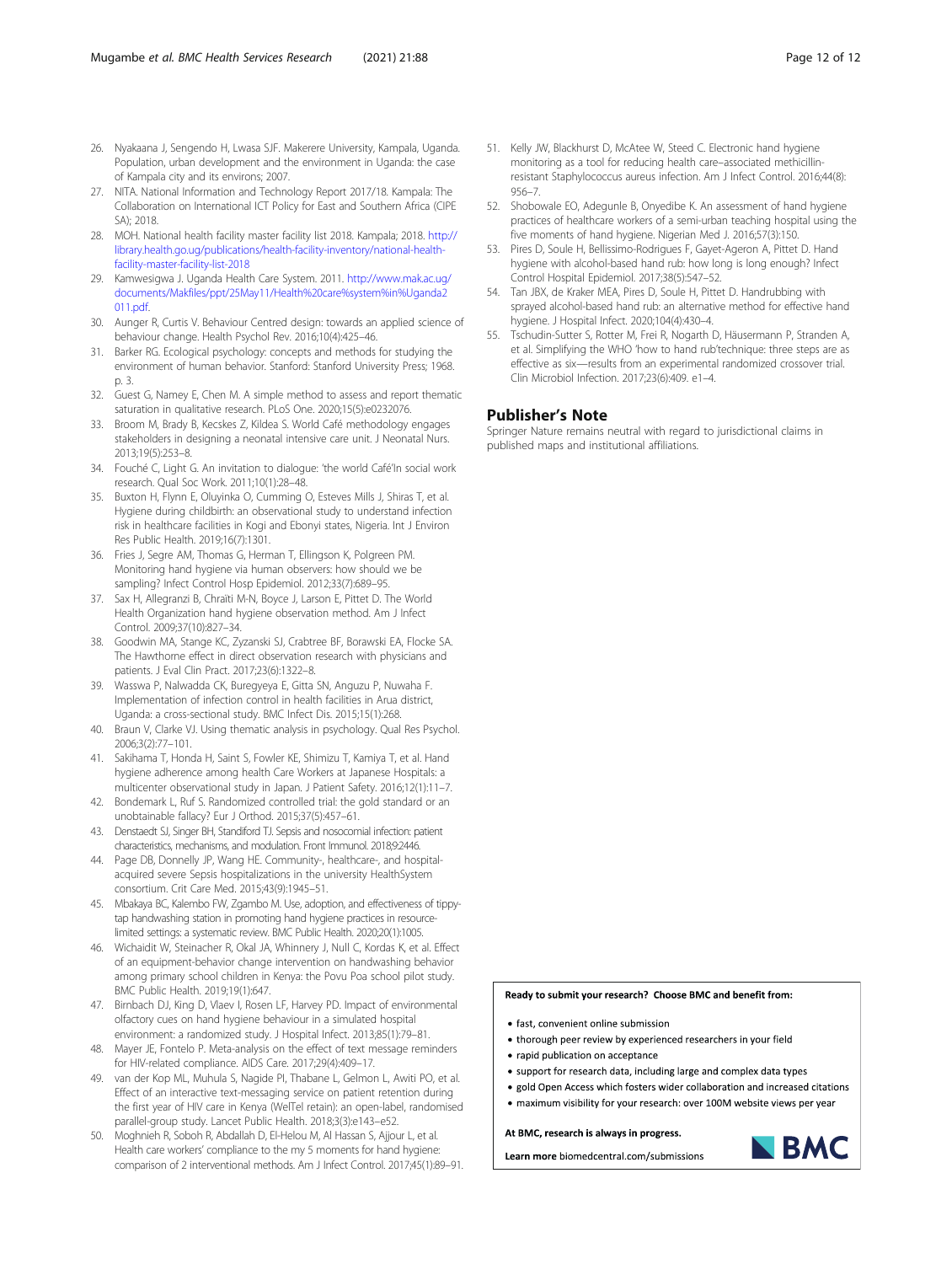26. Nyakaana J, Sengendo H, Lwasa SJF. Makerere University, Kampala, Uganda. Population, urban development and the environment in Uganda: the case of Kampala city and its environs; 2007.
27. NITA. National Information and Technology Report 2017/18. Kampala: The Collaboration on International ICT Policy for East and Southern Africa (CIPE SA); 2018.
28. MOH. National health facility master facility list 2018. Kampala; 2018. http://library.health.go.ug/publications/health-facility-inventory/national-health-facility-master-facility-list-2018
29. Kamwesigwa J. Uganda Health Care System. 2011. http://www.mak.ac.ug/documents/Makfiles/ppt/25May11/Health%20care%system%in%Uganda2011.pdf.
30. Aunger R, Curtis V. Behaviour Centred design: towards an applied science of behaviour change. Health Psychol Rev. 2016;10(4):425–46.
31. Barker RG. Ecological psychology: concepts and methods for studying the environment of human behavior. Stanford: Stanford University Press; 1968. p. 3.
32. Guest G, Namey E, Chen M. A simple method to assess and report thematic saturation in qualitative research. PLoS One. 2020;15(5):e0232076.
33. Broom M, Brady B, Kecskes Z, Kildea S. World Café methodology engages stakeholders in designing a neonatal intensive care unit. J Neonatal Nurs. 2013;19(5):253–8.
34. Fouché C, Light G. An invitation to dialogue: 'the world Café'In social work research. Qual Soc Work. 2011;10(1):28–48.
35. Buxton H, Flynn E, Oluyinka O, Cumming O, Esteves Mills J, Shiras T, et al. Hygiene during childbirth: an observational study to understand infection risk in healthcare facilities in Kogi and Ebonyi states, Nigeria. Int J Environ Res Public Health. 2019;16(7):1301.
36. Fries J, Segre AM, Thomas G, Herman T, Ellingson K, Polgreen PM. Monitoring hand hygiene via human observers: how should we be sampling? Infect Control Hosp Epidemiol. 2012;33(7):689–95.
37. Sax H, Allegranzi B, Chraïti M-N, Boyce J, Larson E, Pittet D. The World Health Organization hand hygiene observation method. Am J Infect Control. 2009;37(10):827–34.
38. Goodwin MA, Stange KC, Zyzanski SJ, Crabtree BF, Borawski EA, Flocke SA. The Hawthorne effect in direct observation research with physicians and patients. J Eval Clin Pract. 2017;23(6):1322–8.
39. Wasswa P, Nalwadda CK, Buregyeya E, Gitta SN, Anguzu P, Nuwaha F. Implementation of infection control in health facilities in Arua district, Uganda: a cross-sectional study. BMC Infect Dis. 2015;15(1):268.
40. Braun V, Clarke VJ. Using thematic analysis in psychology. Qual Res Psychol. 2006;3(2):77–101.
41. Sakihama T, Honda H, Saint S, Fowler KE, Shimizu T, Kamiya T, et al. Hand hygiene adherence among health Care Workers at Japanese Hospitals: a multicenter observational study in Japan. J Patient Safety. 2016;12(1):11–7.
42. Bondemark L, Ruf S. Randomized controlled trial: the gold standard or an unobtainable fallacy? Eur J Orthod. 2015;37(5):457–61.
43. Denstaedt SJ, Singer BH, Standiford TJ. Sepsis and nosocomial infection: patient characteristics, mechanisms, and modulation. Front Immunol. 2018;9:2446.
44. Page DB, Donnelly JP, Wang HE. Community-, healthcare-, and hospital-acquired severe Sepsis hospitalizations in the university HealthSystem consortium. Crit Care Med. 2015;43(9):1945–51.
45. Mbakaya BC, Kalembo FW, Zgambo M. Use, adoption, and effectiveness of tippy-tap handwashing station in promoting hand hygiene practices in resource-limited settings: a systematic review. BMC Public Health. 2020;20(1):1005.
46. Wichaidit W, Steinacher R, Okal JA, Whinnery J, Null C, Kordas K, et al. Effect of an equipment-behavior change intervention on handwashing behavior among primary school children in Kenya: the Povu Poa school pilot study. BMC Public Health. 2019;19(1):647.
47. Birnbach DJ, King D, Vlaev I, Rosen LF, Harvey PD. Impact of environmental olfactory cues on hand hygiene behaviour in a simulated hospital environment: a randomized study. J Hospital Infect. 2013;85(1):79–81.
48. Mayer JE, Fontelo P. Meta-analysis on the effect of text message reminders for HIV-related compliance. AIDS Care. 2017;29(4):409–17.
49. van der Kop ML, Muhula S, Nagide PI, Thabane L, Gelmon L, Awiti PO, et al. Effect of an interactive text-messaging service on patient retention during the first year of HIV care in Kenya (WelTel retain): an open-label, randomised parallel-group study. Lancet Public Health. 2018;3(3):e143–e52.
50. Moghnieh R, Soboh R, Abdallah D, El-Helou M, Al Hassan S, Ajjour L, et al. Health care workers' compliance to the my 5 moments for hand hygiene: comparison of 2 interventional methods. Am J Infect Control. 2017;45(1):89–91.
51. Kelly JW, Blackhurst D, McAtee W, Steed C. Electronic hand hygiene monitoring as a tool for reducing health care–associated methicillin-resistant Staphylococcus aureus infection. Am J Infect Control. 2016;44(8):956–7.
52. Shobowale EO, Adegunle B, Onyedibe K. An assessment of hand hygiene practices of healthcare workers of a semi-urban teaching hospital using the five moments of hand hygiene. Nigerian Med J. 2016;57(3):150.
53. Pires D, Soule H, Bellissimo-Rodrigues F, Gayet-Ageron A, Pittet D. Hand hygiene with alcohol-based hand rub: how long is long enough? Infect Control Hospital Epidemiol. 2017;38(5):547–52.
54. Tan JBX, de Kraker MEA, Pires D, Soule H, Pittet D. Handrubbing with sprayed alcohol-based hand rub: an alternative method for effective hand hygiene. J Hospital Infect. 2020;104(4):430–4.
55. Tschudin-Sutter S, Rotter M, Frei R, Nogarth D, Häusermann P, Stranden A, et al. Simplifying the WHO 'how to hand rub'technique: three steps are as effective as six—results from an experimental randomized crossover trial. Clin Microbiol Infection. 2017;23(6):409. e1–4.

## Publisher's Note

Springer Nature remains neutral with regard to jurisdictional claims in published maps and institutional affiliations.

**Ready to submit your research? Choose BMC and benefit from:**

- fast, convenient online submission
- thorough peer review by experienced researchers in your field
- rapid publication on acceptance
- support for research data, including large and complex data types
- gold Open Access which fosters wider collaboration and increased citations
- maximum visibility for your research: over 100M website views per year

**At BMC, research is always in progress.**

**Learn more** biomedcentral.com/submissions

BMC